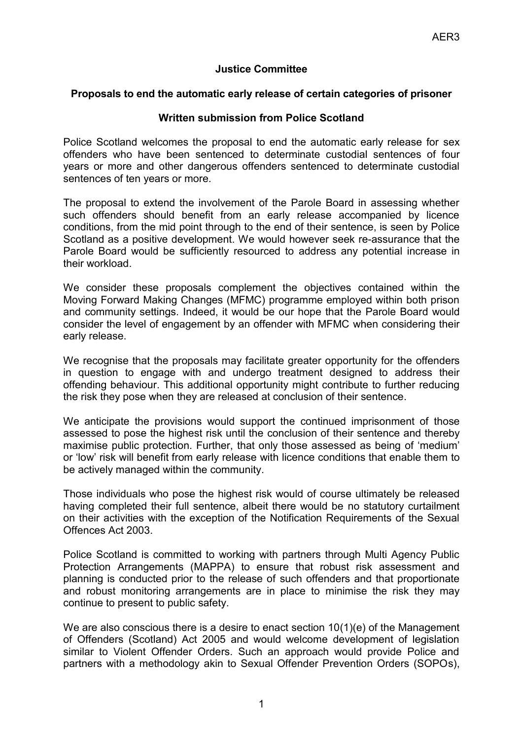AER3

**Justice Committee**

**Proposals to end the automatic early release of certain categories of prisoner**

**Written submission from Police Scotland**

Police Scotland welcomes the proposal to end the automatic early release for sex offenders who have been sentenced to determinate custodial sentences of four years or more and other dangerous offenders sentenced to determinate custodial sentences of ten years or more.

The proposal to extend the involvement of the Parole Board in assessing whether such offenders should benefit from an early release accompanied by licence conditions, from the mid point through to the end of their sentence, is seen by Police Scotland as a positive development. We would however seek re-assurance that the Parole Board would be sufficiently resourced to address any potential increase in their workload.

We consider these proposals complement the objectives contained within the Moving Forward Making Changes (MFMC) programme employed within both prison and community settings. Indeed, it would be our hope that the Parole Board would consider the level of engagement by an offender with MFMC when considering their early release.

We recognise that the proposals may facilitate greater opportunity for the offenders in question to engage with and undergo treatment designed to address their offending behaviour. This additional opportunity might contribute to further reducing the risk they pose when they are released at conclusion of their sentence.

We anticipate the provisions would support the continued imprisonment of those assessed to pose the highest risk until the conclusion of their sentence and thereby maximise public protection. Further, that only those assessed as being of 'medium' or 'low' risk will benefit from early release with licence conditions that enable them to be actively managed within the community.

Those individuals who pose the highest risk would of course ultimately be released having completed their full sentence, albeit there would be no statutory curtailment on their activities with the exception of the Notification Requirements of the Sexual Offences Act 2003.

Police Scotland is committed to working with partners through Multi Agency Public Protection Arrangements (MAPPA) to ensure that robust risk assessment and planning is conducted prior to the release of such offenders and that proportionate and robust monitoring arrangements are in place to minimise the risk they may continue to present to public safety.

We are also conscious there is a desire to enact section 10(1)(e) of the Management of Offenders (Scotland) Act 2005 and would welcome development of legislation similar to Violent Offender Orders. Such an approach would provide Police and partners with a methodology akin to Sexual Offender Prevention Orders (SOPOs),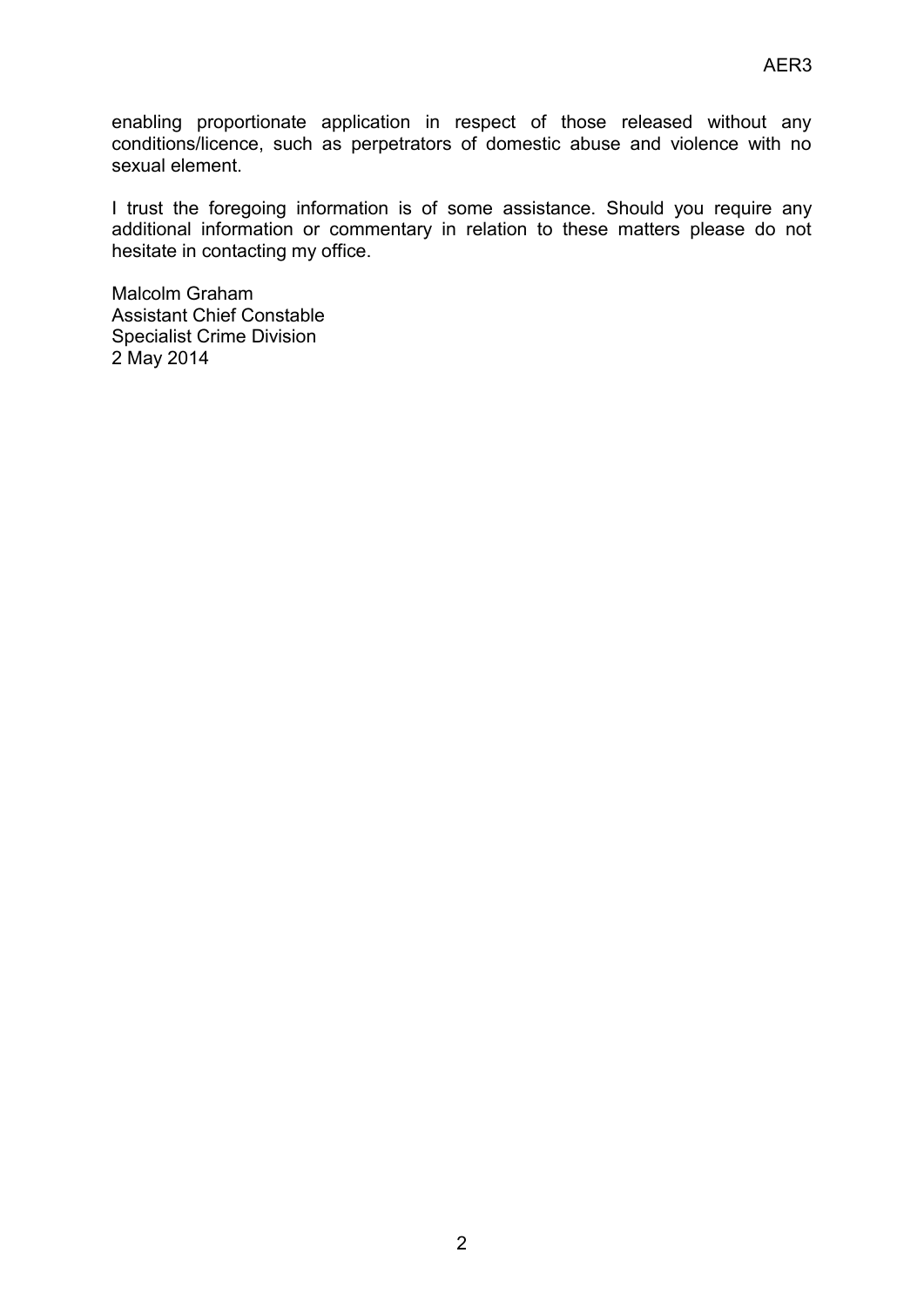enabling proportionate application in respect of those released without any conditions/licence, such as perpetrators of domestic abuse and violence with no sexual element.

I trust the foregoing information is of some assistance. Should you require any additional information or commentary in relation to these matters please do not hesitate in contacting my office.

Malcolm Graham
Assistant Chief Constable
Specialist Crime Division
2 May 2014